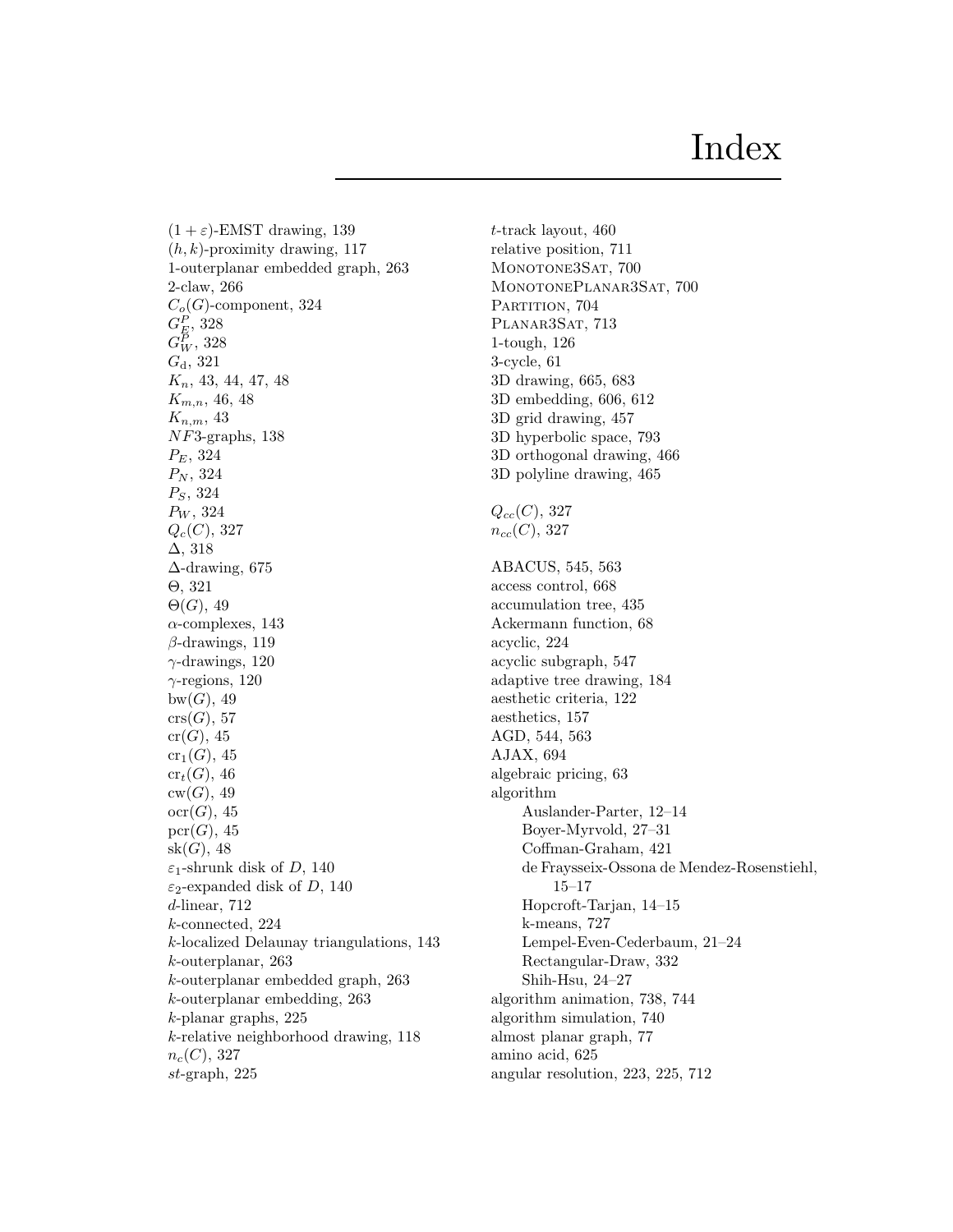# Index

$(1+\varepsilon)$-EMST drawing, 139
$(h,k)$-proximity drawing, 117
1-outerplanar embedded graph, 263
2-claw, 266
$C_o(G)$-component, 324
$G_E^P$, 328
$G_W^P$, 328
$G_{\mathrm{d}}$, 321
$K_n$, 43, 44, 47, 48
$K_{m,n}$, 46, 48
$K_{n,m}$, 43
$NF3$-graphs, 138
$P_E$, 324
$P_N$, 324
$P_S$, 324
$P_W$, 324
$Q_c(C)$, 327
$\Delta$, 318
$\Delta$-drawing, 675
$\Theta$, 321
$\Theta(G)$, 49
$\alpha$-complexes, 143
$\beta$-drawings, 119
$\gamma$-drawings, 120
$\gamma$-regions, 120
$\mathrm{bw}(G)$, 49
$\mathrm{crs}(G)$, 57
$\mathrm{cr}(G)$, 45
$\mathrm{cr}_1(G)$, 45
$\mathrm{cr}_t(G)$, 46
$\mathrm{cw}(G)$, 49
$\mathrm{ocr}(G)$, 45
$\mathrm{pcr}(G)$, 45
$\mathrm{sk}(G)$, 48
$\varepsilon_1$-shrunk disk of $D$, 140
$\varepsilon_2$-expanded disk of $D$, 140
$d$-linear, 712
$k$-connected, 224
$k$-localized Delaunay triangulations, 143
$k$-outerplanar, 263
$k$-outerplanar embedded graph, 263
$k$-outerplanar embedding, 263
$k$-planar graphs, 225
$k$-relative neighborhood drawing, 118
$n_c(C)$, 327
$st$-graph, 225
$t$-track layout, 460
relative position, 711
MONOTONE3SAT, 700
MONOTONEPLANAR3SAT, 700
PARTITION, 704
PLANAR3SAT, 713
1-tough, 126
3-cycle, 61
3D drawing, 665, 683
3D embedding, 606, 612
3D grid drawing, 457
3D hyperbolic space, 793
3D orthogonal drawing, 466
3D polyline drawing, 465

$Q_{cc}(C)$, 327
$n_{cc}(C)$, 327

ABACUS, 545, 563
access control, 668
accumulation tree, 435
Ackermann function, 68
acyclic, 224
acyclic subgraph, 547
adaptive tree drawing, 184
aesthetic criteria, 122
aesthetics, 157
AGD, 544, 563
AJAX, 694
algebraic pricing, 63
algorithm
- Auslander-Parter, 12–14
- Boyer-Myrvold, 27–31
- Coffman-Graham, 421
- de Fraysseix-Ossona de Mendez-Rosenstiehl, 15–17
- Hopcroft-Tarjan, 14–15
- k-means, 727
- Lempel-Even-Cederbaum, 21–24
- Rectangular-Draw, 332
- Shih-Hsu, 24–27

algorithm animation, 738, 744
algorithm simulation, 740
almost planar graph, 77
amino acid, 625
angular resolution, 223, 225, 712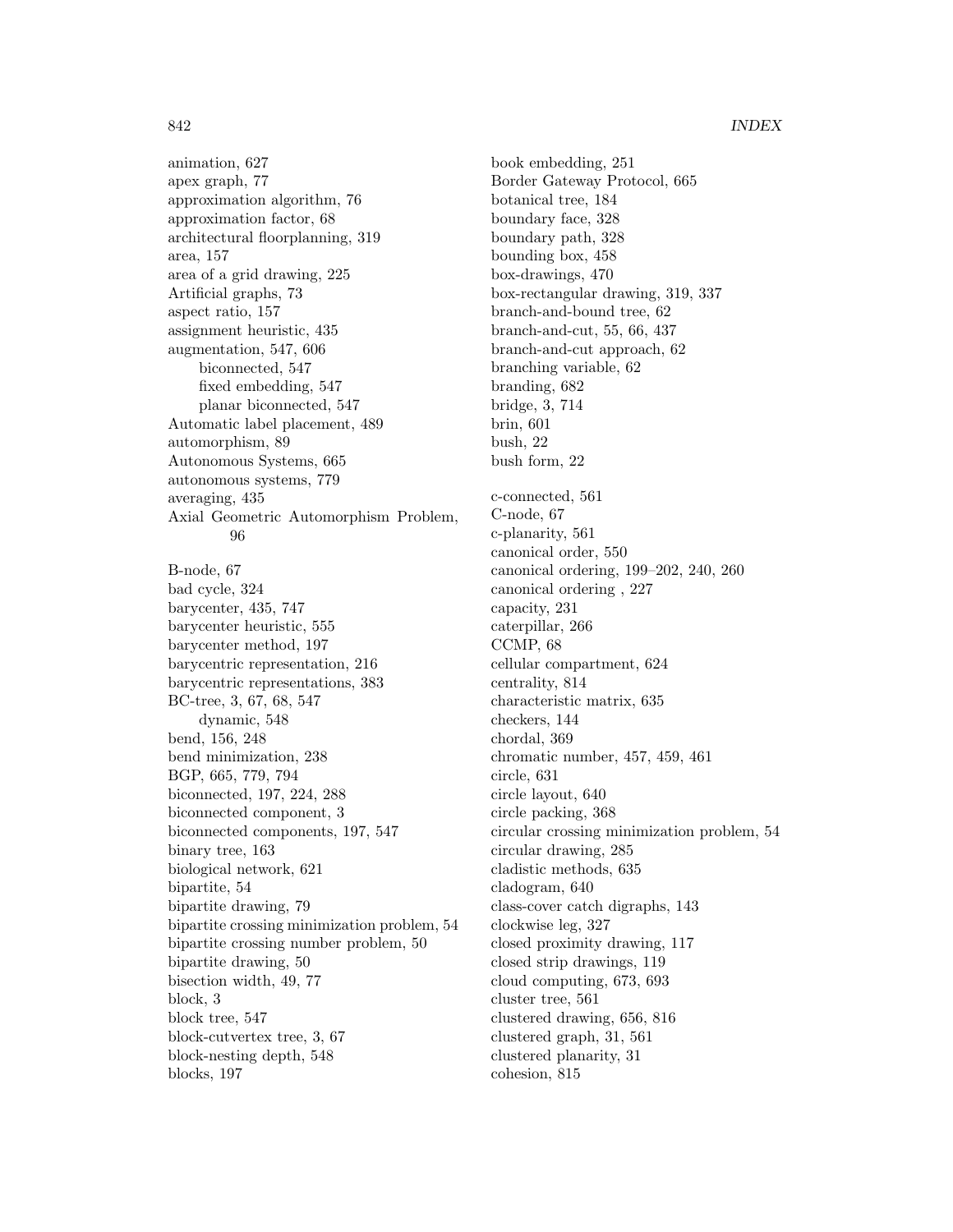animation, 627
apex graph, 77
approximation algorithm, 76
approximation factor, 68
architectural floorplanning, 319
area, 157
area of a grid drawing, 225
Artificial graphs, 73
aspect ratio, 157
assignment heuristic, 435
augmentation, 547, 606
  biconnected, 547
  fixed embedding, 547
  planar biconnected, 547
Automatic label placement, 489
automorphism, 89
Autonomous Systems, 665
autonomous systems, 779
averaging, 435
Axial Geometric Automorphism Problem, 96

B-node, 67
bad cycle, 324
barycenter, 435, 747
barycenter heuristic, 555
barycenter method, 197
barycentric representation, 216
barycentric representations, 383
BC-tree, 3, 67, 68, 547
  dynamic, 548
bend, 156, 248
bend minimization, 238
BGP, 665, 779, 794
biconnected, 197, 224, 288
biconnected component, 3
biconnected components, 197, 547
binary tree, 163
biological network, 621
bipartite, 54
bipartite drawing, 79
bipartite crossing minimization problem, 54
bipartite crossing number problem, 50
bipartite drawing, 50
bisection width, 49, 77
block, 3
block tree, 547
block-cutvertex tree, 3, 67
block-nesting depth, 548
blocks, 197
book embedding, 251
Border Gateway Protocol, 665
botanical tree, 184
boundary face, 328
boundary path, 328
bounding box, 458
box-drawings, 470
box-rectangular drawing, 319, 337
branch-and-bound tree, 62
branch-and-cut, 55, 66, 437
branch-and-cut approach, 62
branching variable, 62
branding, 682
bridge, 3, 714
brin, 601
bush, 22
bush form, 22

c-connected, 561
C-node, 67
c-planarity, 561
canonical order, 550
canonical ordering, 199–202, 240, 260
canonical ordering , 227
capacity, 231
caterpillar, 266
CCMP, 68
cellular compartment, 624
centrality, 814
characteristic matrix, 635
checkers, 144
chordal, 369
chromatic number, 457, 459, 461
circle, 631
circle layout, 640
circle packing, 368
circular crossing minimization problem, 54
circular drawing, 285
cladistic methods, 635
cladogram, 640
class-cover catch digraphs, 143
clockwise leg, 327
closed proximity drawing, 117
closed strip drawings, 119
cloud computing, 673, 693
cluster tree, 561
clustered drawing, 656, 816
clustered graph, 31, 561
clustered planarity, 31
cohesion, 815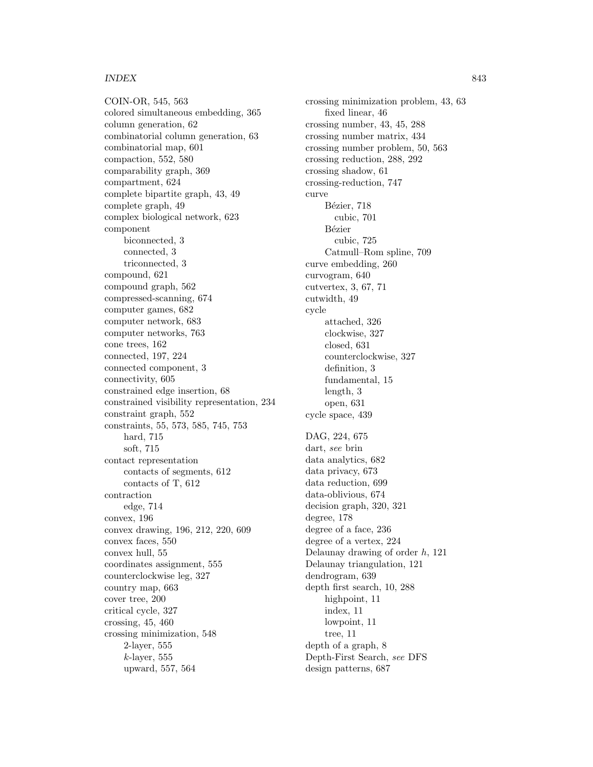COIN-OR, 545, 563
colored simultaneous embedding, 365
column generation, 62
combinatorial column generation, 63
combinatorial map, 601
compaction, 552, 580
comparability graph, 369
compartment, 624
complete bipartite graph, 43, 49
complete graph, 49
complex biological network, 623
component
    biconnected, 3
    connected, 3
    triconnected, 3
compound, 621
compound graph, 562
compressed-scanning, 674
computer games, 682
computer network, 683
computer networks, 763
cone trees, 162
connected, 197, 224
connected component, 3
connectivity, 605
constrained edge insertion, 68
constrained visibility representation, 234
constraint graph, 552
constraints, 55, 573, 585, 745, 753
    hard, 715
    soft, 715
contact representation
    contacts of segments, 612
    contacts of T, 612
contraction
    edge, 714
convex, 196
convex drawing, 196, 212, 220, 609
convex faces, 550
convex hull, 55
coordinates assignment, 555
counterclockwise leg, 327
country map, 663
cover tree, 200
critical cycle, 327
crossing, 45, 460
crossing minimization, 548
    2-layer, 555
    $k$-layer, 555
    upward, 557, 564

crossing minimization problem, 43, 63
    fixed linear, 46
crossing number, 43, 45, 288
crossing number matrix, 434
crossing number problem, 50, 563
crossing reduction, 288, 292
crossing shadow, 61
crossing-reduction, 747
curve
    Bézier, 718
        cubic, 701
    Bézier
        cubic, 725
    Catmull–Rom spline, 709
curve embedding, 260
curvogram, 640
cutvertex, 3, 67, 71
cutwidth, 49
cycle
    attached, 326
    clockwise, 327
    closed, 631
    counterclockwise, 327
    definition, 3
    fundamental, 15
    length, 3
    open, 631
cycle space, 439

DAG, 224, 675
dart, *see* brin
data analytics, 682
data privacy, 673
data reduction, 699
data-oblivious, 674
decision graph, 320, 321
degree, 178
degree of a face, 236
degree of a vertex, 224
Delaunay drawing of order $h$, 121
Delaunay triangulation, 121
dendrogram, 639
depth first search, 10, 288
    highpoint, 11
    index, 11
    lowpoint, 11
    tree, 11
depth of a graph, 8
Depth-First Search, *see* DFS
design patterns, 687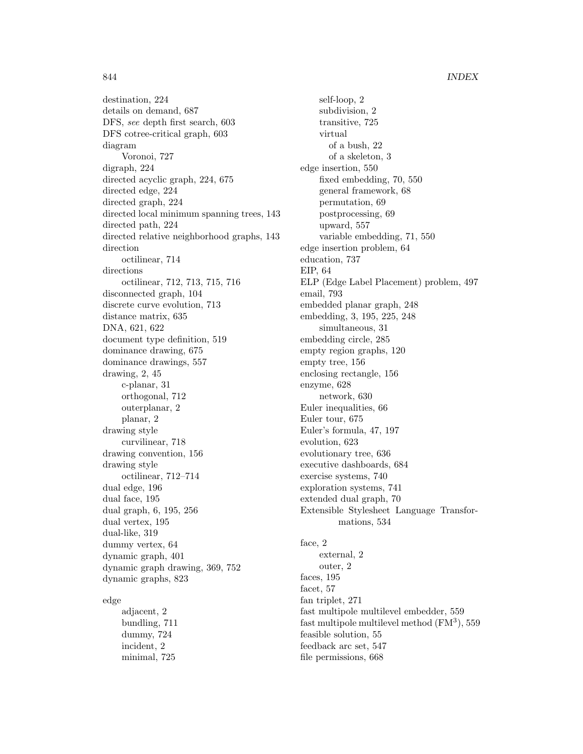destination, 224
details on demand, 687
DFS, *see* depth first search, 603
DFS cotree-critical graph, 603
diagram
  Voronoi, 727
digraph, 224
directed acyclic graph, 224, 675
directed edge, 224
directed graph, 224
directed local minimum spanning trees, 143
directed path, 224
directed relative neighborhood graphs, 143
direction
  octilinear, 714
directions
  octilinear, 712, 713, 715, 716
disconnected graph, 104
discrete curve evolution, 713
distance matrix, 635
DNA, 621, 622
document type definition, 519
dominance drawing, 675
dominance drawings, 557
drawing, 2, 45
  c-planar, 31
  orthogonal, 712
  outerplanar, 2
  planar, 2
drawing style
  curvilinear, 718
drawing convention, 156
drawing style
  octilinear, 712–714
dual edge, 196
dual face, 195
dual graph, 6, 195, 256
dual vertex, 195
dual-like, 319
dummy vertex, 64
dynamic graph, 401
dynamic graph drawing, 369, 752
dynamic graphs, 823

edge
  adjacent, 2
  bundling, 711
  dummy, 724
  incident, 2
  minimal, 725
  self-loop, 2
  subdivision, 2
  transitive, 725
  virtual
    of a bush, 22
    of a skeleton, 3
edge insertion, 550
  fixed embedding, 70, 550
  general framework, 68
  permutation, 69
  postprocessing, 69
  upward, 557
  variable embedding, 71, 550
edge insertion problem, 64
education, 737
EIP, 64
ELP (Edge Label Placement) problem, 497
email, 793
embedded planar graph, 248
embedding, 3, 195, 225, 248
  simultaneous, 31
embedding circle, 285
empty region graphs, 120
empty tree, 156
enclosing rectangle, 156
enzyme, 628
  network, 630
Euler inequalities, 66
Euler tour, 675
Euler's formula, 47, 197
evolution, 623
evolutionary tree, 636
executive dashboards, 684
exercise systems, 740
exploration systems, 741
extended dual graph, 70
Extensible Stylesheet Language Transformations, 534

face, 2
  external, 2
  outer, 2
faces, 195
facet, 57
fan triplet, 271
fast multipole multilevel embedder, 559
fast multipole multilevel method (FM$^3$), 559
feasible solution, 55
feedback arc set, 547
file permissions, 668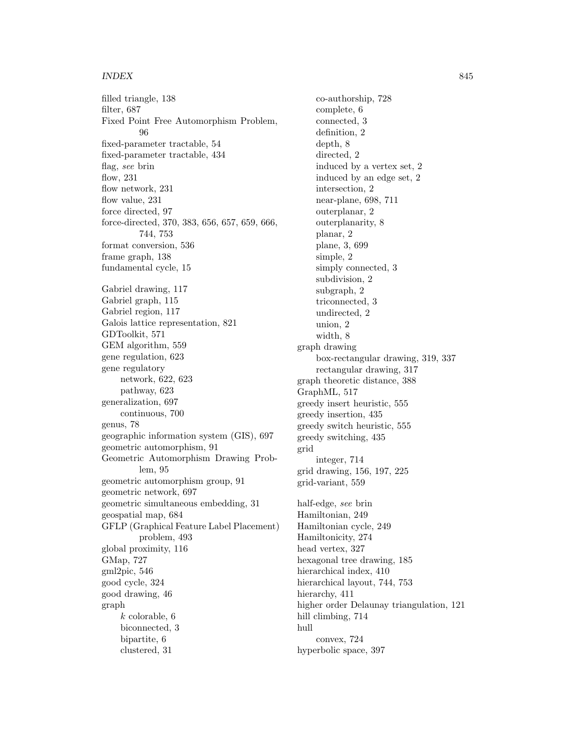filled triangle, 138
filter, 687
Fixed Point Free Automorphism Problem, 96
fixed-parameter tractable, 54
fixed-parameter tractable, 434
flag, *see* brin
flow, 231
flow network, 231
flow value, 231
force directed, 97
force-directed, 370, 383, 656, 657, 659, 666, 744, 753
format conversion, 536
frame graph, 138
fundamental cycle, 15

Gabriel drawing, 117
Gabriel graph, 115
Gabriel region, 117
Galois lattice representation, 821
GDToolkit, 571
GEM algorithm, 559
gene regulation, 623
gene regulatory
  network, 622, 623
  pathway, 623
generalization, 697
  continuous, 700
genus, 78
geographic information system (GIS), 697
geometric automorphism, 91
Geometric Automorphism Drawing Problem, 95
geometric automorphism group, 91
geometric network, 697
geometric simultaneous embedding, 31
geospatial map, 684
GFLP (Graphical Feature Label Placement) problem, 493
global proximity, 116
GMap, 727
gml2pic, 546
good cycle, 324
good drawing, 46
graph
  $k$ colorable, 6
  biconnected, 3
  bipartite, 6
  clustered, 31
  co-authorship, 728
  complete, 6
  connected, 3
  definition, 2
  depth, 8
  directed, 2
  induced by a vertex set, 2
  induced by an edge set, 2
  intersection, 2
  near-plane, 698, 711
  outerplanar, 2
  outerplanarity, 8
  planar, 2
  plane, 3, 699
  simple, 2
  simply connected, 3
  subdivision, 2
  subgraph, 2
  triconnected, 3
  undirected, 2
  union, 2
  width, 8
graph drawing
  box-rectangular drawing, 319, 337
  rectangular drawing, 317
graph theoretic distance, 388
GraphML, 517
greedy insert heuristic, 555
greedy insertion, 435
greedy switch heuristic, 555
greedy switching, 435
grid
  integer, 714
grid drawing, 156, 197, 225
grid-variant, 559

half-edge, *see* brin
Hamiltonian, 249
Hamiltonian cycle, 249
Hamiltonicity, 274
head vertex, 327
hexagonal tree drawing, 185
hierarchical index, 410
hierarchical layout, 744, 753
hierarchy, 411
higher order Delaunay triangulation, 121
hill climbing, 714
hull
  convex, 724
hyperbolic space, 397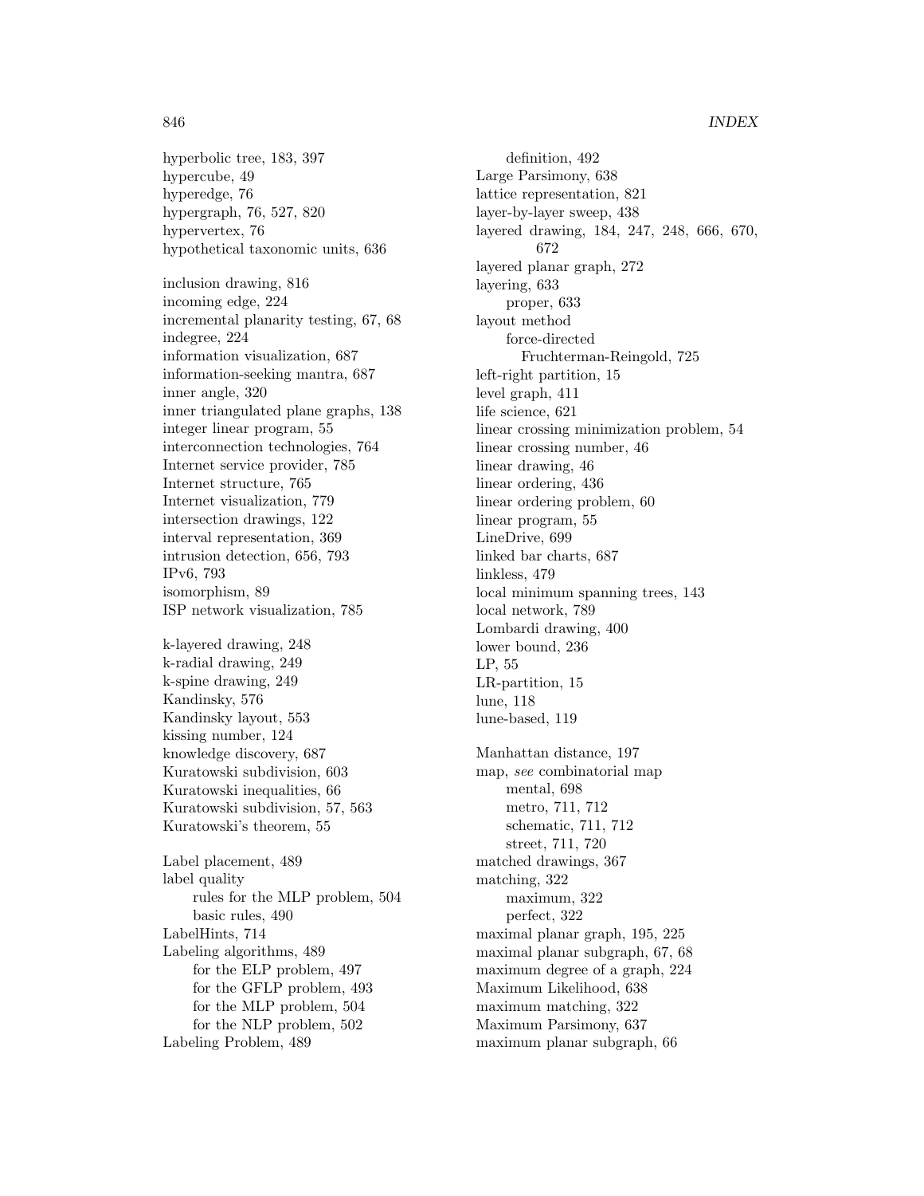hyperbolic tree, 183, 397
hypercube, 49
hyperedge, 76
hypergraph, 76, 527, 820
hypervertex, 76
hypothetical taxonomic units, 636

inclusion drawing, 816
incoming edge, 224
incremental planarity testing, 67, 68
indegree, 224
information visualization, 687
information-seeking mantra, 687
inner angle, 320
inner triangulated plane graphs, 138
integer linear program, 55
interconnection technologies, 764
Internet service provider, 785
Internet structure, 765
Internet visualization, 779
intersection drawings, 122
interval representation, 369
intrusion detection, 656, 793
IPv6, 793
isomorphism, 89
ISP network visualization, 785

k-layered drawing, 248
k-radial drawing, 249
k-spine drawing, 249
Kandinsky, 576
Kandinsky layout, 553
kissing number, 124
knowledge discovery, 687
Kuratowski subdivision, 603
Kuratowski inequalities, 66
Kuratowski subdivision, 57, 563
Kuratowski's theorem, 55

Label placement, 489
label quality
    rules for the MLP problem, 504
    basic rules, 490
LabelHints, 714
Labeling algorithms, 489
    for the ELP problem, 497
    for the GFLP problem, 493
    for the MLP problem, 504
    for the NLP problem, 502
Labeling Problem, 489
    definition, 492
Large Parsimony, 638
lattice representation, 821
layer-by-layer sweep, 438
layered drawing, 184, 247, 248, 666, 670, 672
layered planar graph, 272
layering, 633
    proper, 633
layout method
    force-directed
        Fruchterman-Reingold, 725
left-right partition, 15
level graph, 411
life science, 621
linear crossing minimization problem, 54
linear crossing number, 46
linear drawing, 46
linear ordering, 436
linear ordering problem, 60
linear program, 55
LineDrive, 699
linked bar charts, 687
linkless, 479
local minimum spanning trees, 143
local network, 789
Lombardi drawing, 400
lower bound, 236
LP, 55
LR-partition, 15
lune, 118
lune-based, 119

Manhattan distance, 197
map, *see* combinatorial map
    mental, 698
    metro, 711, 712
    schematic, 711, 712
    street, 711, 720
matched drawings, 367
matching, 322
    maximum, 322
    perfect, 322
maximal planar graph, 195, 225
maximal planar subgraph, 67, 68
maximum degree of a graph, 224
Maximum Likelihood, 638
maximum matching, 322
Maximum Parsimony, 637
maximum planar subgraph, 66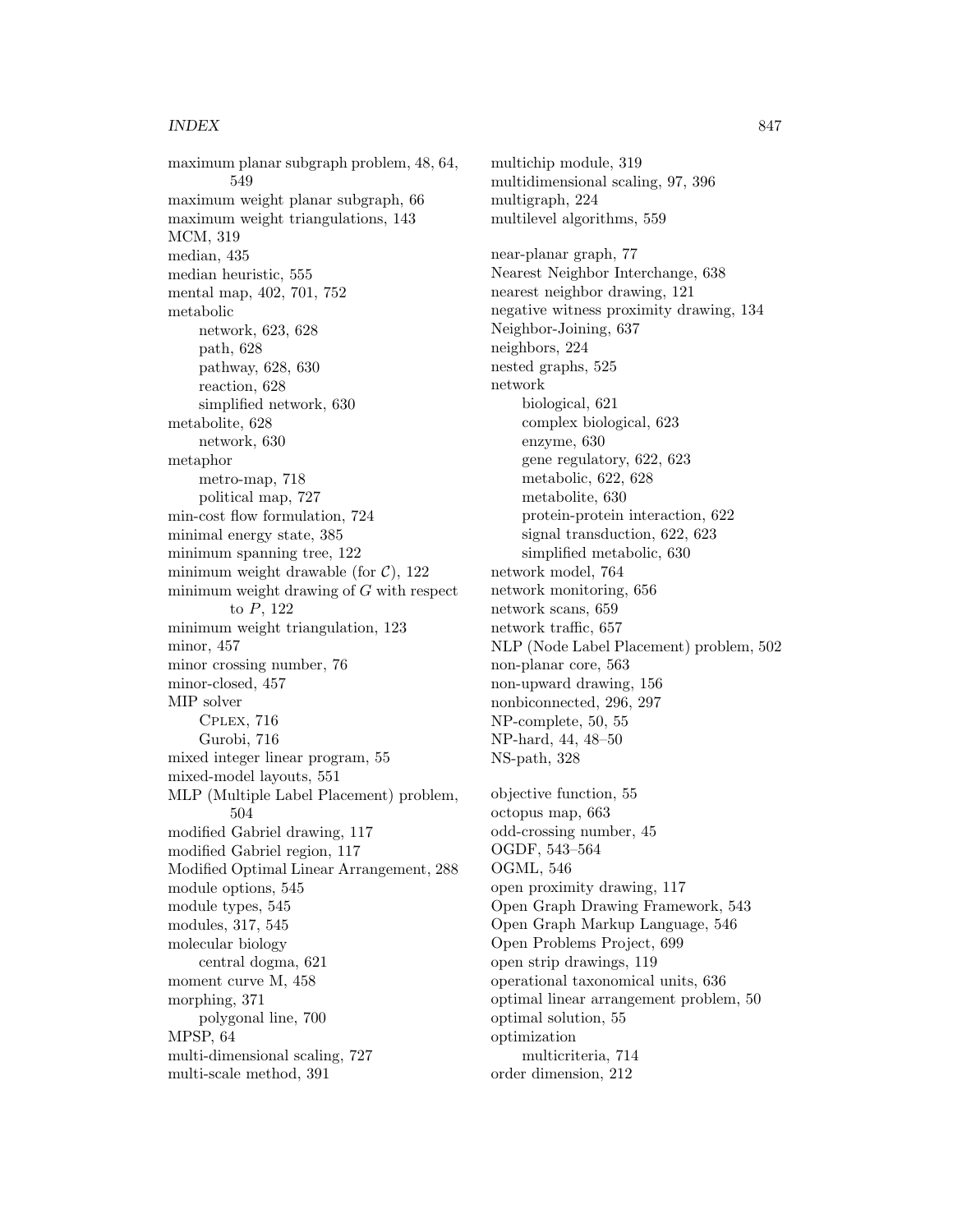maximum planar subgraph problem, 48, 64, 549
maximum weight planar subgraph, 66
maximum weight triangulations, 143
MCM, 319
median, 435
median heuristic, 555
mental map, 402, 701, 752
metabolic
  network, 623, 628
  path, 628
  pathway, 628, 630
  reaction, 628
  simplified network, 630
metabolite, 628
  network, 630
metaphor
  metro-map, 718
  political map, 727
min-cost flow formulation, 724
minimal energy state, 385
minimum spanning tree, 122
minimum weight drawable (for $\mathcal{C}$), 122
minimum weight drawing of $G$ with respect to $P$, 122
minimum weight triangulation, 123
minor, 457
minor crossing number, 76
minor-closed, 457
MIP solver
  CPLEX, 716
  Gurobi, 716
mixed integer linear program, 55
mixed-model layouts, 551
MLP (Multiple Label Placement) problem, 504
modified Gabriel drawing, 117
modified Gabriel region, 117
Modified Optimal Linear Arrangement, 288
module options, 545
module types, 545
modules, 317, 545
molecular biology
  central dogma, 621
moment curve M, 458
morphing, 371
  polygonal line, 700
MPSP, 64
multi-dimensional scaling, 727
multi-scale method, 391
multichip module, 319
multidimensional scaling, 97, 396
multigraph, 224
multilevel algorithms, 559

near-planar graph, 77
Nearest Neighbor Interchange, 638
nearest neighbor drawing, 121
negative witness proximity drawing, 134
Neighbor-Joining, 637
neighbors, 224
nested graphs, 525
network
  biological, 621
  complex biological, 623
  enzyme, 630
  gene regulatory, 622, 623
  metabolic, 622, 628
  metabolite, 630
  protein-protein interaction, 622
  signal transduction, 622, 623
  simplified metabolic, 630
network model, 764
network monitoring, 656
network scans, 659
network traffic, 657
NLP (Node Label Placement) problem, 502
non-planar core, 563
non-upward drawing, 156
nonbiconnected, 296, 297
NP-complete, 50, 55
NP-hard, 44, 48–50
NS-path, 328

objective function, 55
octopus map, 663
odd-crossing number, 45
OGDF, 543–564
OGML, 546
open proximity drawing, 117
Open Graph Drawing Framework, 543
Open Graph Markup Language, 546
Open Problems Project, 699
open strip drawings, 119
operational taxonomical units, 636
optimal linear arrangement problem, 50
optimal solution, 55
optimization
  multicriteria, 714
order dimension, 212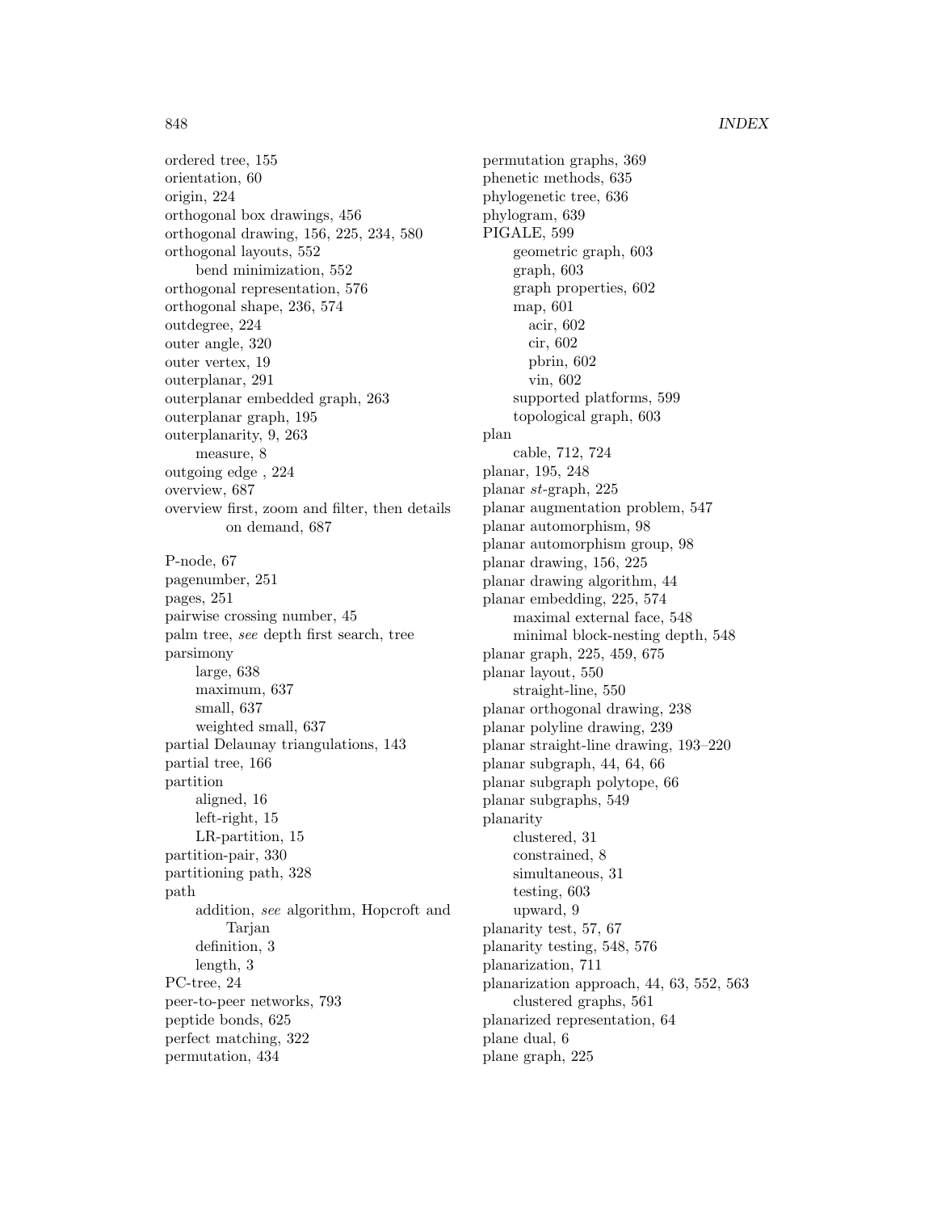ordered tree, 155
orientation, 60
origin, 224
orthogonal box drawings, 456
orthogonal drawing, 156, 225, 234, 580
orthogonal layouts, 552
  bend minimization, 552
orthogonal representation, 576
orthogonal shape, 236, 574
outdegree, 224
outer angle, 320
outer vertex, 19
outerplanar, 291
outerplanar embedded graph, 263
outerplanar graph, 195
outerplanarity, 9, 263
  measure, 8
outgoing edge , 224
overview, 687
overview first, zoom and filter, then details on demand, 687

P-node, 67
pagenumber, 251
pages, 251
pairwise crossing number, 45
palm tree, *see* depth first search, tree
parsimony
  large, 638
  maximum, 637
  small, 637
  weighted small, 637
partial Delaunay triangulations, 143
partial tree, 166
partition
  aligned, 16
  left-right, 15
  LR-partition, 15
partition-pair, 330
partitioning path, 328
path
  addition, *see* algorithm, Hopcroft and Tarjan
  definition, 3
  length, 3
PC-tree, 24
peer-to-peer networks, 793
peptide bonds, 625
perfect matching, 322
permutation, 434
permutation graphs, 369
phenetic methods, 635
phylogenetic tree, 636
phylogram, 639
PIGALE, 599
  geometric graph, 603
  graph, 603
  graph properties, 602
  map, 601
    acir, 602
    cir, 602
    pbrin, 602
    vin, 602
  supported platforms, 599
  topological graph, 603
plan
  cable, 712, 724
planar, 195, 248
planar *st*-graph, 225
planar augmentation problem, 547
planar automorphism, 98
planar automorphism group, 98
planar drawing, 156, 225
planar drawing algorithm, 44
planar embedding, 225, 574
  maximal external face, 548
  minimal block-nesting depth, 548
planar graph, 225, 459, 675
planar layout, 550
  straight-line, 550
planar orthogonal drawing, 238
planar polyline drawing, 239
planar straight-line drawing, 193–220
planar subgraph, 44, 64, 66
planar subgraph polytope, 66
planar subgraphs, 549
planarity
  clustered, 31
  constrained, 8
  simultaneous, 31
  testing, 603
  upward, 9
planarity test, 57, 67
planarity testing, 548, 576
planarization, 711
planarization approach, 44, 63, 552, 563
  clustered graphs, 561
planarized representation, 64
plane dual, 6
plane graph, 225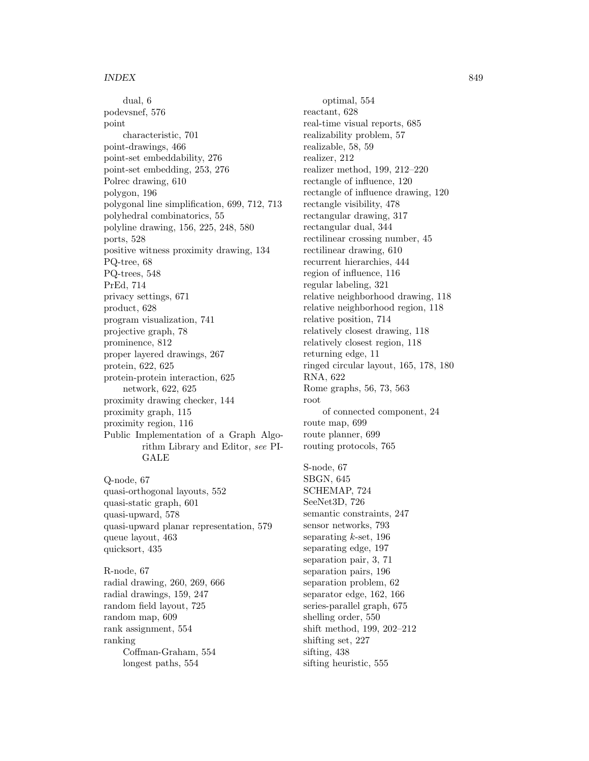dual, 6
podevsnef, 576
point
  characteristic, 701
point-drawings, 466
point-set embeddability, 276
point-set embedding, 253, 276
Polrec drawing, 610
polygon, 196
polygonal line simplification, 699, 712, 713
polyhedral combinatorics, 55
polyline drawing, 156, 225, 248, 580
ports, 528
positive witness proximity drawing, 134
PQ-tree, 68
PQ-trees, 548
PrEd, 714
privacy settings, 671
product, 628
program visualization, 741
projective graph, 78
prominence, 812
proper layered drawings, 267
protein, 622, 625
protein-protein interaction, 625
  network, 622, 625
proximity drawing checker, 144
proximity graph, 115
proximity region, 116
Public Implementation of a Graph Algorithm Library and Editor, *see* PIGALE

Q-node, 67
quasi-orthogonal layouts, 552
quasi-static graph, 601
quasi-upward, 578
quasi-upward planar representation, 579
queue layout, 463
quicksort, 435

R-node, 67
radial drawing, 260, 269, 666
radial drawings, 159, 247
random field layout, 725
random map, 609
rank assignment, 554
ranking
  Coffman-Graham, 554
  longest paths, 554
  optimal, 554
reactant, 628
real-time visual reports, 685
realizability problem, 57
realizable, 58, 59
realizer, 212
realizer method, 199, 212–220
rectangle of influence, 120
rectangle of influence drawing, 120
rectangle visibility, 478
rectangular drawing, 317
rectangular dual, 344
rectilinear crossing number, 45
rectilinear drawing, 610
recurrent hierarchies, 444
region of influence, 116
regular labeling, 321
relative neighborhood drawing, 118
relative neighborhood region, 118
relative position, 714
relatively closest drawing, 118
relatively closest region, 118
returning edge, 11
ringed circular layout, 165, 178, 180
RNA, 622
Rome graphs, 56, 73, 563
root
  of connected component, 24
route map, 699
route planner, 699
routing protocols, 765

S-node, 67
SBGN, 645
SCHEMAP, 724
SeeNet3D, 726
semantic constraints, 247
sensor networks, 793
separating $k$-set, 196
separating edge, 197
separation pair, 3, 71
separation pairs, 196
separation problem, 62
separator edge, 162, 166
series-parallel graph, 675
shelling order, 550
shift method, 199, 202–212
shifting set, 227
sifting, 438
sifting heuristic, 555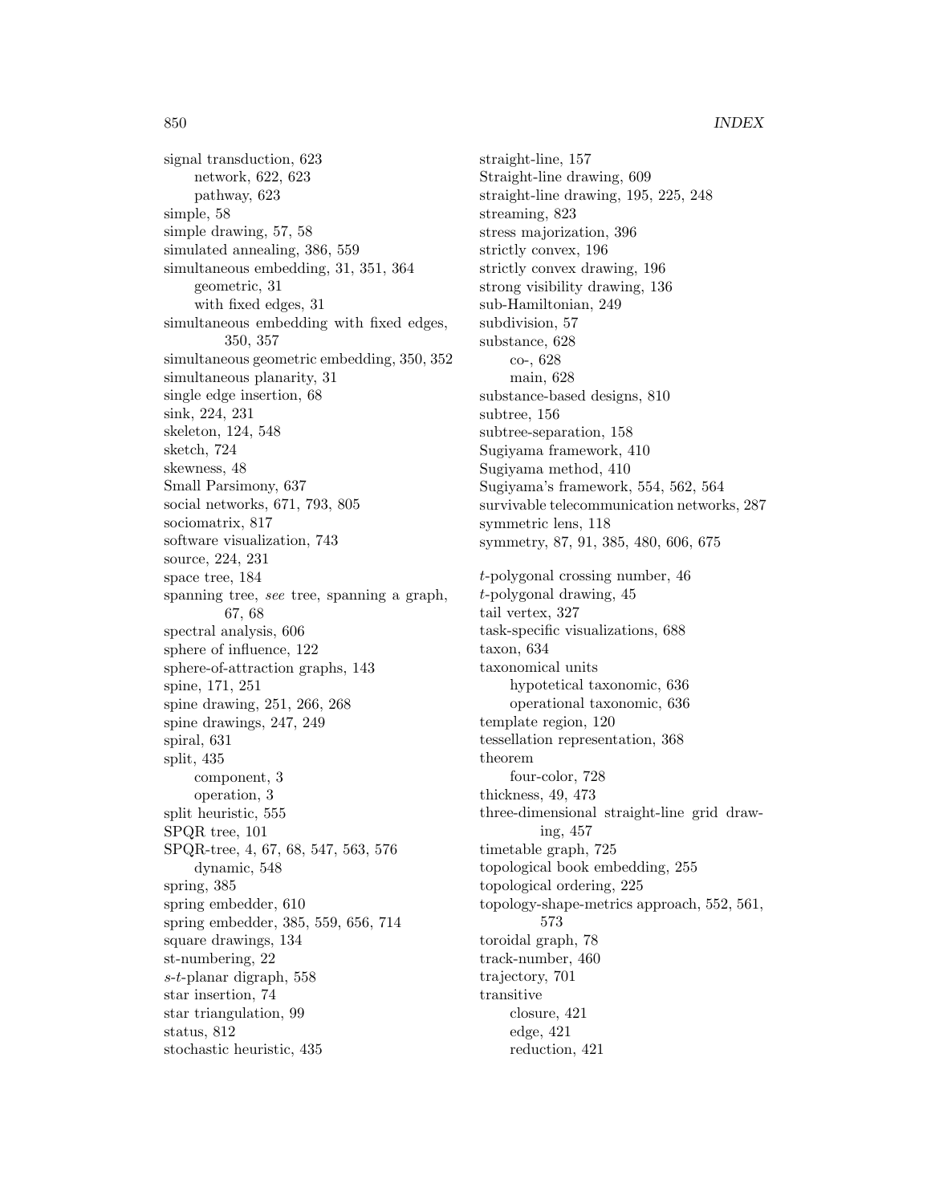signal transduction, 623
  network, 622, 623
  pathway, 623
simple, 58
simple drawing, 57, 58
simulated annealing, 386, 559
simultaneous embedding, 31, 351, 364
  geometric, 31
  with fixed edges, 31
simultaneous embedding with fixed edges, 350, 357
simultaneous geometric embedding, 350, 352
simultaneous planarity, 31
single edge insertion, 68
sink, 224, 231
skeleton, 124, 548
sketch, 724
skewness, 48
Small Parsimony, 637
social networks, 671, 793, 805
sociomatrix, 817
software visualization, 743
source, 224, 231
space tree, 184
spanning tree, *see* tree, spanning a graph, 67, 68
spectral analysis, 606
sphere of influence, 122
sphere-of-attraction graphs, 143
spine, 171, 251
spine drawing, 251, 266, 268
spine drawings, 247, 249
spiral, 631
split, 435
  component, 3
  operation, 3
split heuristic, 555
SPQR tree, 101
SPQR-tree, 4, 67, 68, 547, 563, 576
  dynamic, 548
spring, 385
spring embedder, 610
spring embedder, 385, 559, 656, 714
square drawings, 134
st-numbering, 22
$s$-$t$-planar digraph, 558
star insertion, 74
star triangulation, 99
status, 812
stochastic heuristic, 435
straight-line, 157
Straight-line drawing, 609
straight-line drawing, 195, 225, 248
streaming, 823
stress majorization, 396
strictly convex, 196
strictly convex drawing, 196
strong visibility drawing, 136
sub-Hamiltonian, 249
subdivision, 57
substance, 628
  co-, 628
  main, 628
substance-based designs, 810
subtree, 156
subtree-separation, 158
Sugiyama framework, 410
Sugiyama method, 410
Sugiyama's framework, 554, 562, 564
survivable telecommunication networks, 287
symmetric lens, 118
symmetry, 87, 91, 385, 480, 606, 675

$t$-polygonal crossing number, 46
$t$-polygonal drawing, 45
tail vertex, 327
task-specific visualizations, 688
taxon, 634
taxonomical units
  hypotetical taxonomic, 636
  operational taxonomic, 636
template region, 120
tessellation representation, 368
theorem
  four-color, 728
thickness, 49, 473
three-dimensional straight-line grid drawing, 457
timetable graph, 725
topological book embedding, 255
topological ordering, 225
topology-shape-metrics approach, 552, 561, 573
toroidal graph, 78
track-number, 460
trajectory, 701
transitive
  closure, 421
  edge, 421
  reduction, 421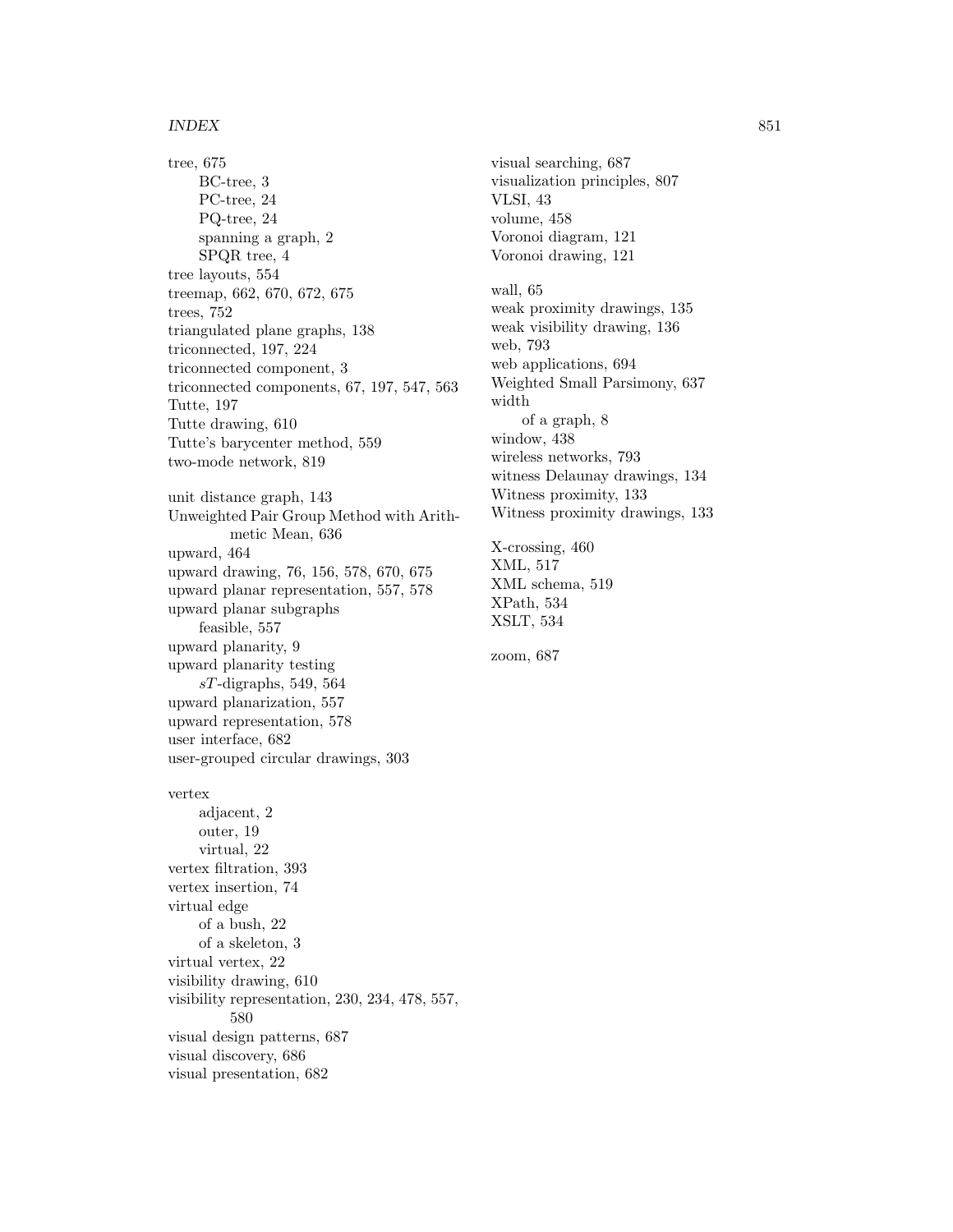tree, 675
  BC-tree, 3
  PC-tree, 24
  PQ-tree, 24
  spanning a graph, 2
  SPQR tree, 4
tree layouts, 554
treemap, 662, 670, 672, 675
trees, 752
triangulated plane graphs, 138
triconnected, 197, 224
triconnected component, 3
triconnected components, 67, 197, 547, 563
Tutte, 197
Tutte drawing, 610
Tutte's barycenter method, 559
two-mode network, 819

unit distance graph, 143
Unweighted Pair Group Method with Arithmetic Mean, 636
upward, 464
upward drawing, 76, 156, 578, 670, 675
upward planar representation, 557, 578
upward planar subgraphs
  feasible, 557
upward planarity, 9
upward planarity testing
  $sT$-digraphs, 549, 564
upward planarization, 557
upward representation, 578
user interface, 682
user-grouped circular drawings, 303

vertex
  adjacent, 2
  outer, 19
  virtual, 22
vertex filtration, 393
vertex insertion, 74
virtual edge
  of a bush, 22
  of a skeleton, 3
virtual vertex, 22
visibility drawing, 610
visibility representation, 230, 234, 478, 557, 580
visual design patterns, 687
visual discovery, 686
visual presentation, 682
visual searching, 687
visualization principles, 807
VLSI, 43
volume, 458
Voronoi diagram, 121
Voronoi drawing, 121

wall, 65
weak proximity drawings, 135
weak visibility drawing, 136
web, 793
web applications, 694
Weighted Small Parsimony, 637
width
  of a graph, 8
window, 438
wireless networks, 793
witness Delaunay drawings, 134
Witness proximity, 133
Witness proximity drawings, 133

X-crossing, 460
XML, 517
XML schema, 519
XPath, 534
XSLT, 534

zoom, 687